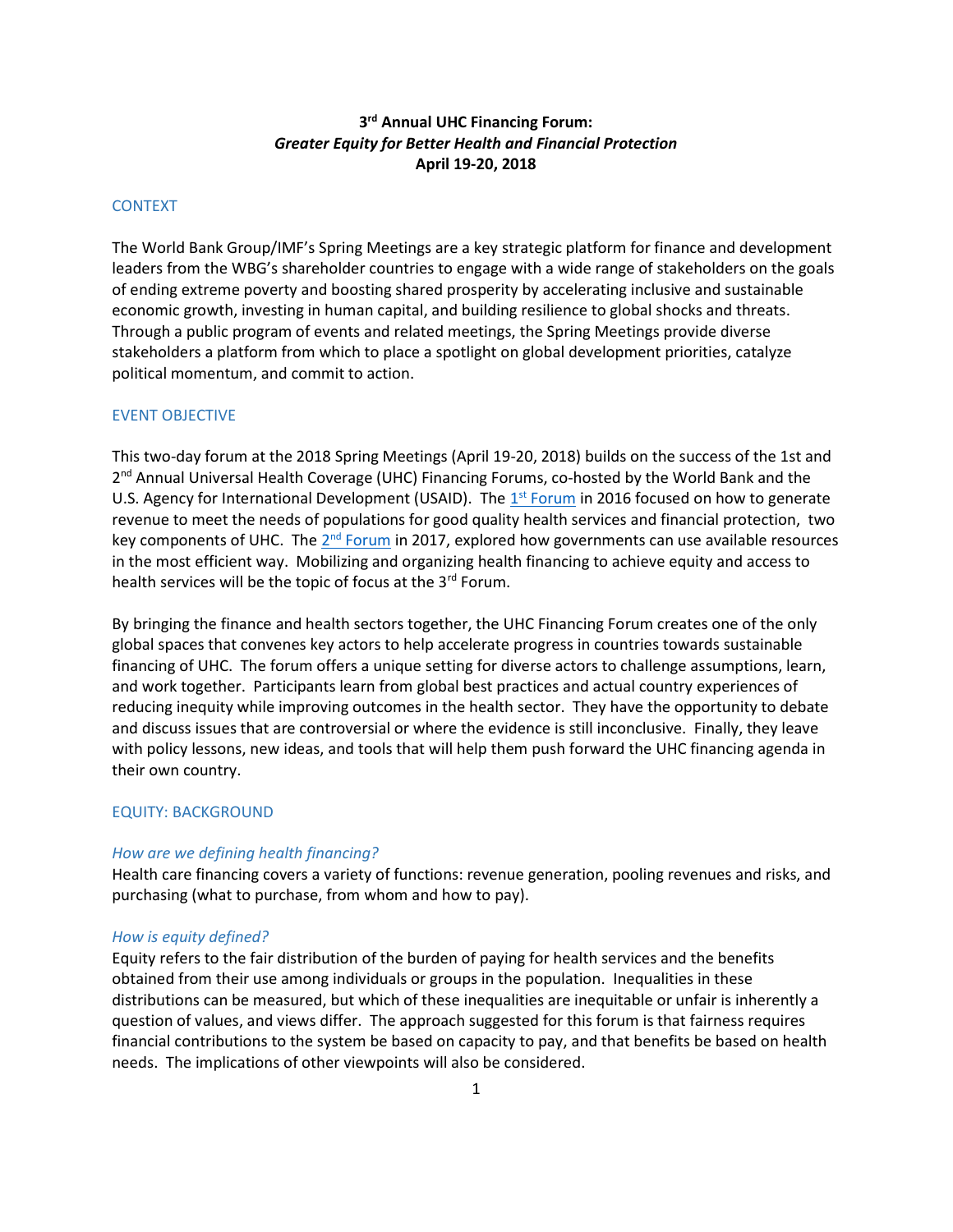# 3rd Annual UHC Financing Forum: *Greater Equity for Better Health and Financial Protection* April 19-20, 2018

## CONTEXT

The World Bank Group/IMF's Spring Meetings are a key strategic platform for finance and development leaders from the WBG's shareholder countries to engage with a wide range of stakeholders on the goals of ending extreme poverty and boosting shared prosperity by accelerating inclusive and sustainable economic growth, investing in human capital, and building resilience to global shocks and threats. Through a public program of events and related meetings, the Spring Meetings provide diverse stakeholders a platform from which to place a spotlight on global development priorities, catalyze political momentum, and commit to action.

## EVENT OBJECTIVE

This two-day forum at the 2018 Spring Meetings (April 19-20, 2018) builds on the success of the 1st and 2nd Annual Universal Health Coverage (UHC) Financing Forums, co-hosted by the World Bank and the U.S. Agency for International Development (USAID). The 1st Forum in 2016 focused on how to generate revenue to meet the needs of populations for good quality health services and financial protection, two key components of UHC. The 2nd Forum in 2017, explored how governments can use available resources in the most efficient way. Mobilizing and organizing health financing to achieve equity and access to health services will be the topic of focus at the 3rd Forum.

By bringing the finance and health sectors together, the UHC Financing Forum creates one of the only global spaces that convenes key actors to help accelerate progress in countries towards sustainable financing of UHC. The forum offers a unique setting for diverse actors to challenge assumptions, learn, and work together. Participants learn from global best practices and actual country experiences of reducing inequity while improving outcomes in the health sector. They have the opportunity to debate and discuss issues that are controversial or where the evidence is still inconclusive. Finally, they leave with policy lessons, new ideas, and tools that will help them push forward the UHC financing agenda in their own country.

## EQUITY: BACKGROUND

### *How are we defining health financing?*

Health care financing covers a variety of functions: revenue generation, pooling revenues and risks, and purchasing (what to purchase, from whom and how to pay).

### *How is equity defined?*

Equity refers to the fair distribution of the burden of paying for health services and the benefits obtained from their use among individuals or groups in the population. Inequalities in these distributions can be measured, but which of these inequalities are inequitable or unfair is inherently a question of values, and views differ. The approach suggested for this forum is that fairness requires financial contributions to the system be based on capacity to pay, and that benefits be based on health needs. The implications of other viewpoints will also be considered.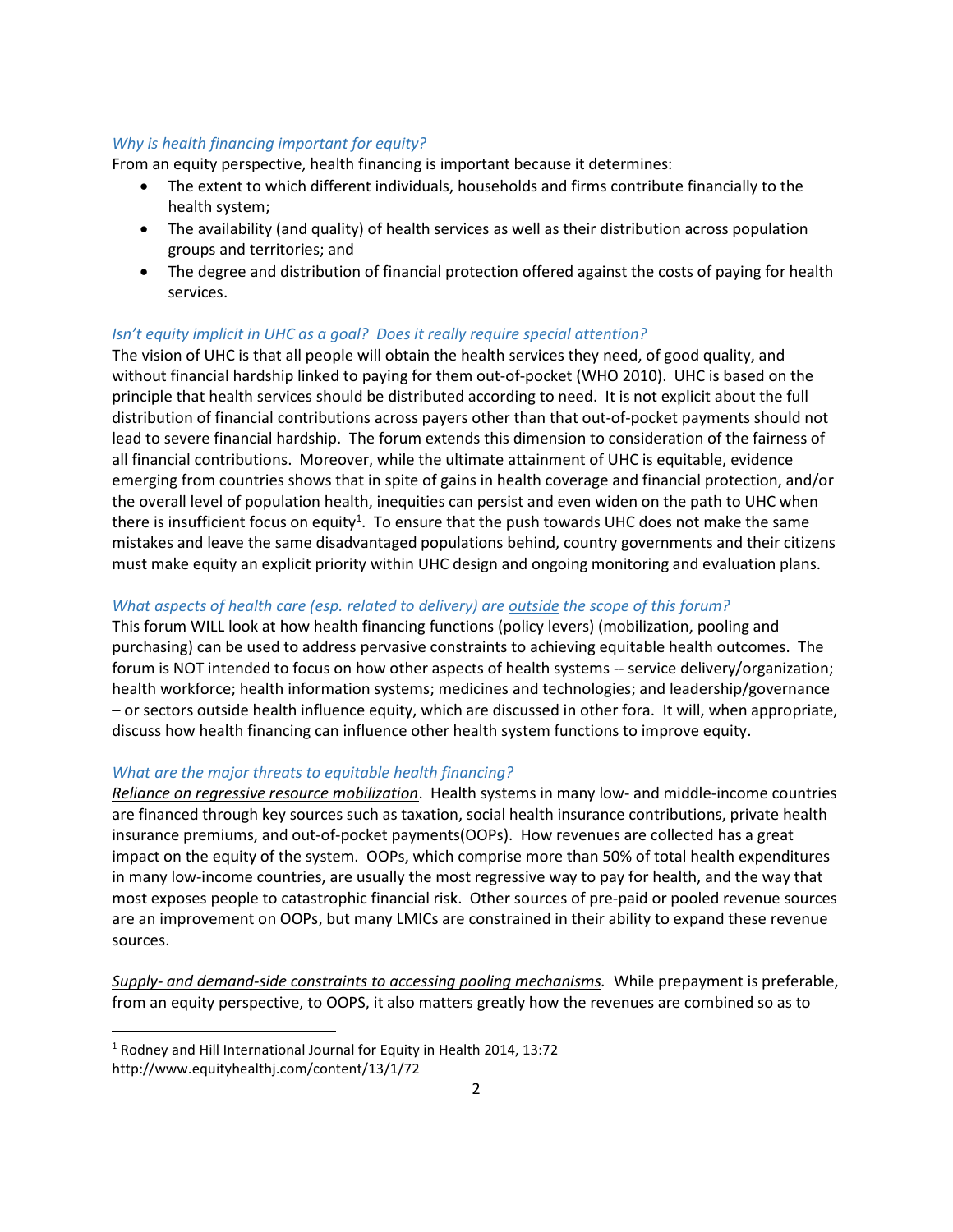*Why is health financing important for equity?*

From an equity perspective, health financing is important because it determines:

- The extent to which different individuals, households and firms contribute financially to the health system;
- The availability (and quality) of health services as well as their distribution across population groups and territories; and
- The degree and distribution of financial protection offered against the costs of paying for health services.

*Isn't equity implicit in UHC as a goal? Does it really require special attention?*

The vision of UHC is that all people will obtain the health services they need, of good quality, and without financial hardship linked to paying for them out-of-pocket (WHO 2010). UHC is based on the principle that health services should be distributed according to need. It is not explicit about the full distribution of financial contributions across payers other than that out-of-pocket payments should not lead to severe financial hardship. The forum extends this dimension to consideration of the fairness of all financial contributions. Moreover, while the ultimate attainment of UHC is equitable, evidence emerging from countries shows that in spite of gains in health coverage and financial protection, and/or the overall level of population health, inequities can persist and even widen on the path to UHC when there is insufficient focus on equity[1]. To ensure that the push towards UHC does not make the same mistakes and leave the same disadvantaged populations behind, country governments and their citizens must make equity an explicit priority within UHC design and ongoing monitoring and evaluation plans.

*What aspects of health care (esp. related to delivery) are <u>outside</u> the scope of this forum?*

This forum WILL look at how health financing functions (policy levers) (mobilization, pooling and purchasing) can be used to address pervasive constraints to achieving equitable health outcomes. The forum is NOT intended to focus on how other aspects of health systems -- service delivery/organization; health workforce; health information systems; medicines and technologies; and leadership/governance – or sectors outside health influence equity, which are discussed in other fora. It will, when appropriate, discuss how health financing can influence other health system functions to improve equity.

*What are the major threats to equitable health financing?*

*<u>Reliance on regressive resource mobilization</u>*. Health systems in many low- and middle-income countries are financed through key sources such as taxation, social health insurance contributions, private health insurance premiums, and out-of-pocket payments(OOPs). How revenues are collected has a great impact on the equity of the system. OOPs, which comprise more than 50% of total health expenditures in many low-income countries, are usually the most regressive way to pay for health, and the way that most exposes people to catastrophic financial risk. Other sources of pre-paid or pooled revenue sources are an improvement on OOPs, but many LMICs are constrained in their ability to expand these revenue sources.

*<u>Supply- and demand-side constraints to accessing pooling mechanisms.</u>* While prepayment is preferable, from an equity perspective, to OOPS, it also matters greatly how the revenues are combined so as to

---

[1] Rodney and Hill International Journal for Equity in Health 2014, 13:72 http://www.equityhealthj.com/content/13/1/72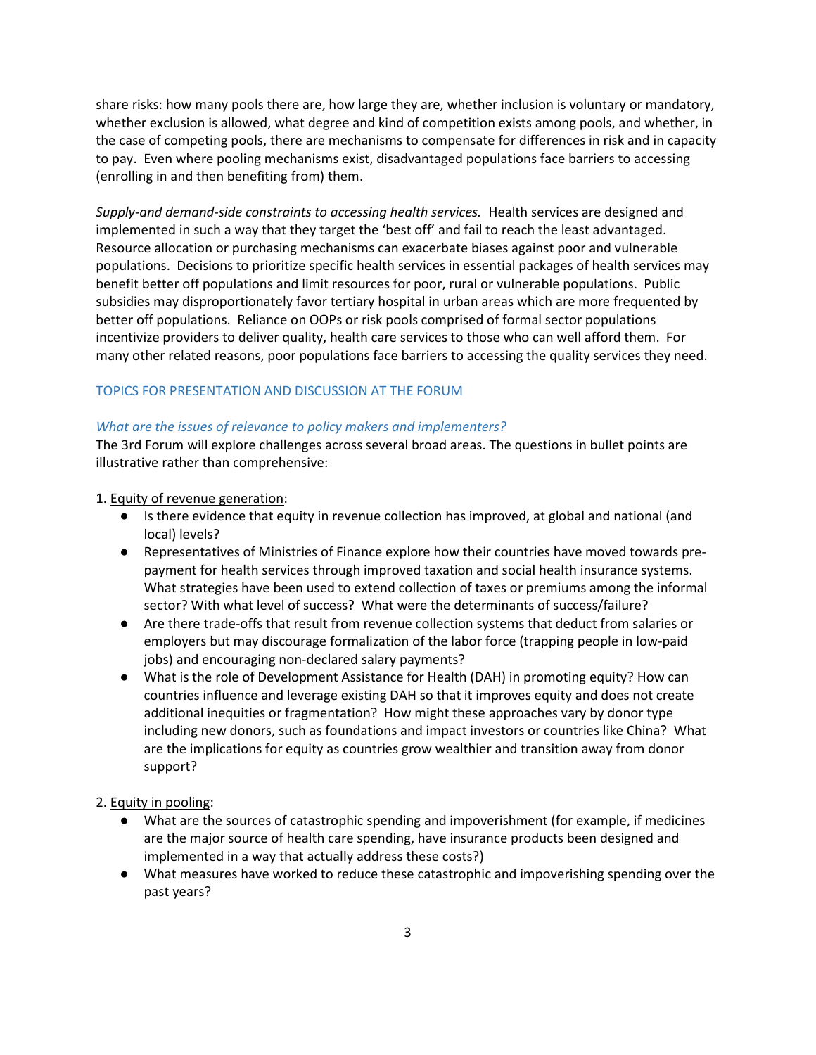share risks: how many pools there are, how large they are, whether inclusion is voluntary or mandatory, whether exclusion is allowed, what degree and kind of competition exists among pools, and whether, in the case of competing pools, there are mechanisms to compensate for differences in risk and in capacity to pay. Even where pooling mechanisms exist, disadvantaged populations face barriers to accessing (enrolling in and then benefiting from) them.

*Supply-and demand-side constraints to accessing health services.* Health services are designed and implemented in such a way that they target the 'best off' and fail to reach the least advantaged. Resource allocation or purchasing mechanisms can exacerbate biases against poor and vulnerable populations. Decisions to prioritize specific health services in essential packages of health services may benefit better off populations and limit resources for poor, rural or vulnerable populations. Public subsidies may disproportionately favor tertiary hospital in urban areas which are more frequented by better off populations. Reliance on OOPs or risk pools comprised of formal sector populations incentivize providers to deliver quality, health care services to those who can well afford them. For many other related reasons, poor populations face barriers to accessing the quality services they need.

## TOPICS FOR PRESENTATION AND DISCUSSION AT THE FORUM

### *What are the issues of relevance to policy makers and implementers?*

The 3rd Forum will explore challenges across several broad areas. The questions in bullet points are illustrative rather than comprehensive:

1. Equity of revenue generation:
   - Is there evidence that equity in revenue collection has improved, at global and national (and local) levels?
   - Representatives of Ministries of Finance explore how their countries have moved towards pre-payment for health services through improved taxation and social health insurance systems. What strategies have been used to extend collection of taxes or premiums among the informal sector? With what level of success? What were the determinants of success/failure?
   - Are there trade-offs that result from revenue collection systems that deduct from salaries or employers but may discourage formalization of the labor force (trapping people in low-paid jobs) and encouraging non-declared salary payments?
   - What is the role of Development Assistance for Health (DAH) in promoting equity? How can countries influence and leverage existing DAH so that it improves equity and does not create additional inequities or fragmentation? How might these approaches vary by donor type including new donors, such as foundations and impact investors or countries like China? What are the implications for equity as countries grow wealthier and transition away from donor support?

2. Equity in pooling:
   - What are the sources of catastrophic spending and impoverishment (for example, if medicines are the major source of health care spending, have insurance products been designed and implemented in a way that actually address these costs?)
   - What measures have worked to reduce these catastrophic and impoverishing spending over the past years?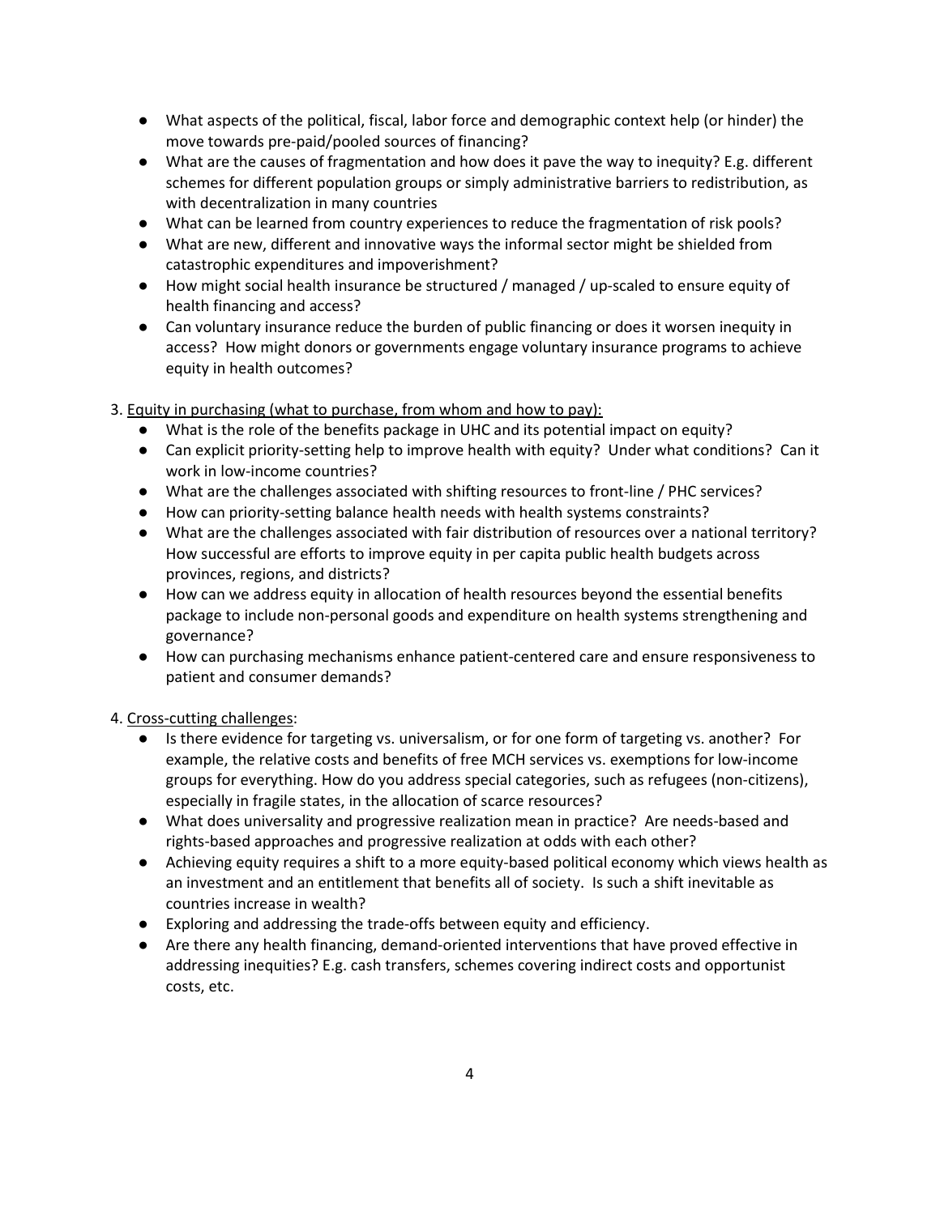- What aspects of the political, fiscal, labor force and demographic context help (or hinder) the move towards pre-paid/pooled sources of financing?
- What are the causes of fragmentation and how does it pave the way to inequity? E.g. different schemes for different population groups or simply administrative barriers to redistribution, as with decentralization in many countries
- What can be learned from country experiences to reduce the fragmentation of risk pools?
- What are new, different and innovative ways the informal sector might be shielded from catastrophic expenditures and impoverishment?
- How might social health insurance be structured / managed / up-scaled to ensure equity of health financing and access?
- Can voluntary insurance reduce the burden of public financing or does it worsen inequity in access? How might donors or governments engage voluntary insurance programs to achieve equity in health outcomes?

3. <u>Equity in purchasing (what to purchase, from whom and how to pay):</u>
   - What is the role of the benefits package in UHC and its potential impact on equity?
   - Can explicit priority-setting help to improve health with equity? Under what conditions? Can it work in low-income countries?
   - What are the challenges associated with shifting resources to front-line / PHC services?
   - How can priority-setting balance health needs with health systems constraints?
   - What are the challenges associated with fair distribution of resources over a national territory? How successful are efforts to improve equity in per capita public health budgets across provinces, regions, and districts?
   - How can we address equity in allocation of health resources beyond the essential benefits package to include non-personal goods and expenditure on health systems strengthening and governance?
   - How can purchasing mechanisms enhance patient-centered care and ensure responsiveness to patient and consumer demands?

4. <u>Cross-cutting challenges</u>:
   - Is there evidence for targeting vs. universalism, or for one form of targeting vs. another? For example, the relative costs and benefits of free MCH services vs. exemptions for low-income groups for everything. How do you address special categories, such as refugees (non-citizens), especially in fragile states, in the allocation of scarce resources?
   - What does universality and progressive realization mean in practice? Are needs-based and rights-based approaches and progressive realization at odds with each other?
   - Achieving equity requires a shift to a more equity-based political economy which views health as an investment and an entitlement that benefits all of society. Is such a shift inevitable as countries increase in wealth?
   - Exploring and addressing the trade-offs between equity and efficiency.
   - Are there any health financing, demand-oriented interventions that have proved effective in addressing inequities? E.g. cash transfers, schemes covering indirect costs and opportunist costs, etc.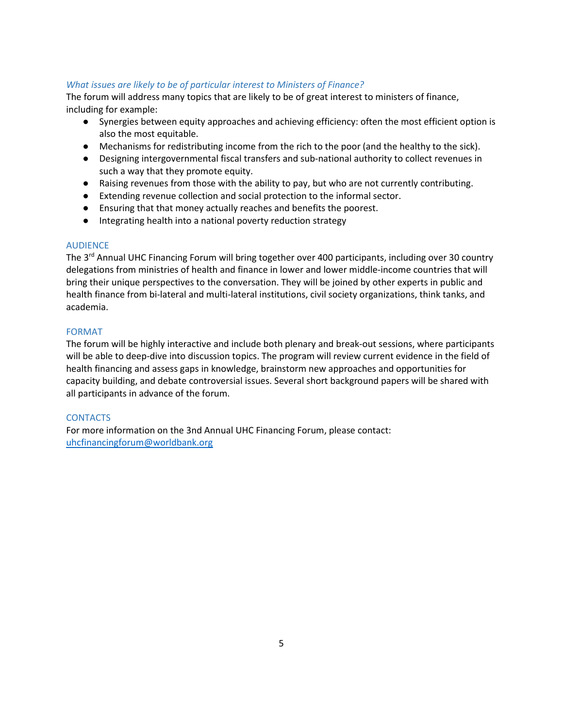*What issues are likely to be of particular interest to Ministers of Finance?*

The forum will address many topics that are likely to be of great interest to ministers of finance, including for example:

- Synergies between equity approaches and achieving efficiency: often the most efficient option is also the most equitable.
- Mechanisms for redistributing income from the rich to the poor (and the healthy to the sick).
- Designing intergovernmental fiscal transfers and sub-national authority to collect revenues in such a way that they promote equity.
- Raising revenues from those with the ability to pay, but who are not currently contributing.
- Extending revenue collection and social protection to the informal sector.
- Ensuring that that money actually reaches and benefits the poorest.
- Integrating health into a national poverty reduction strategy

## AUDIENCE

The 3rd Annual UHC Financing Forum will bring together over 400 participants, including over 30 country delegations from ministries of health and finance in lower and lower middle-income countries that will bring their unique perspectives to the conversation. They will be joined by other experts in public and health finance from bi-lateral and multi-lateral institutions, civil society organizations, think tanks, and academia.

## FORMAT

The forum will be highly interactive and include both plenary and break-out sessions, where participants will be able to deep-dive into discussion topics. The program will review current evidence in the field of health financing and assess gaps in knowledge, brainstorm new approaches and opportunities for capacity building, and debate controversial issues. Several short background papers will be shared with all participants in advance of the forum.

## CONTACTS

For more information on the 3nd Annual UHC Financing Forum, please contact:
uhcfinancingforum@worldbank.org